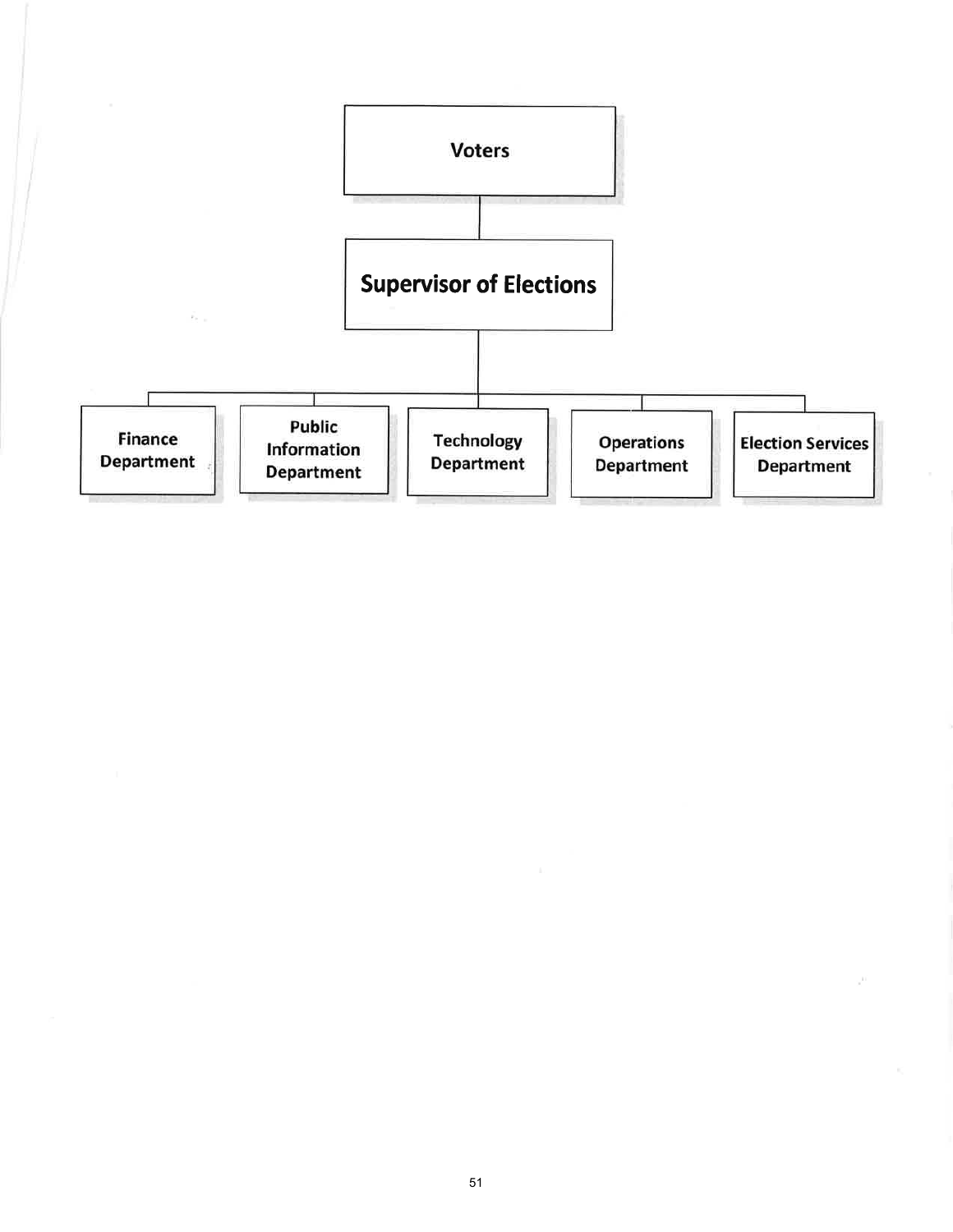- **Voters**
  - **Supervisor of Elections**
    - Finance Department
    - Public Information Department
    - Technology Department
    - Operations Department
    - Election Services Department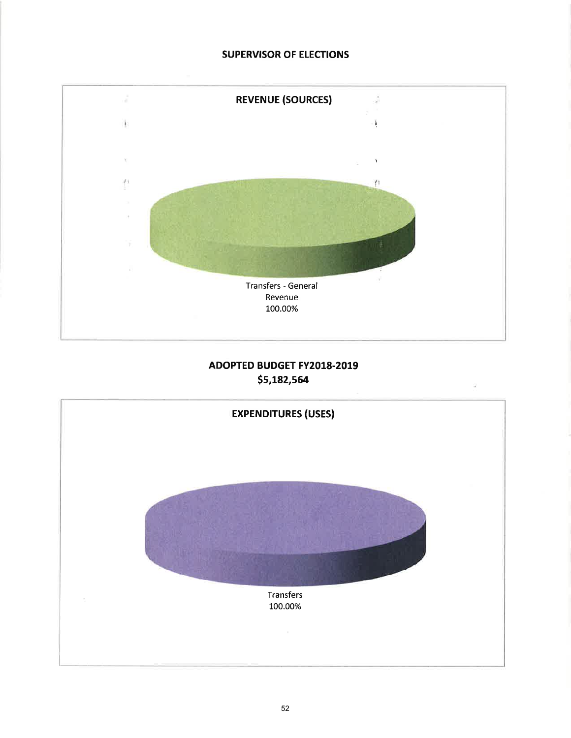# SUPERVISOR OF ELECTIONS

## REVENUE (SOURCES)

Transfers - General Revenue 100.00%

## ADOPTED BUDGET FY2018-2019
## $5,182,564

## EXPENDITURES (USES)

Transfers 100.00%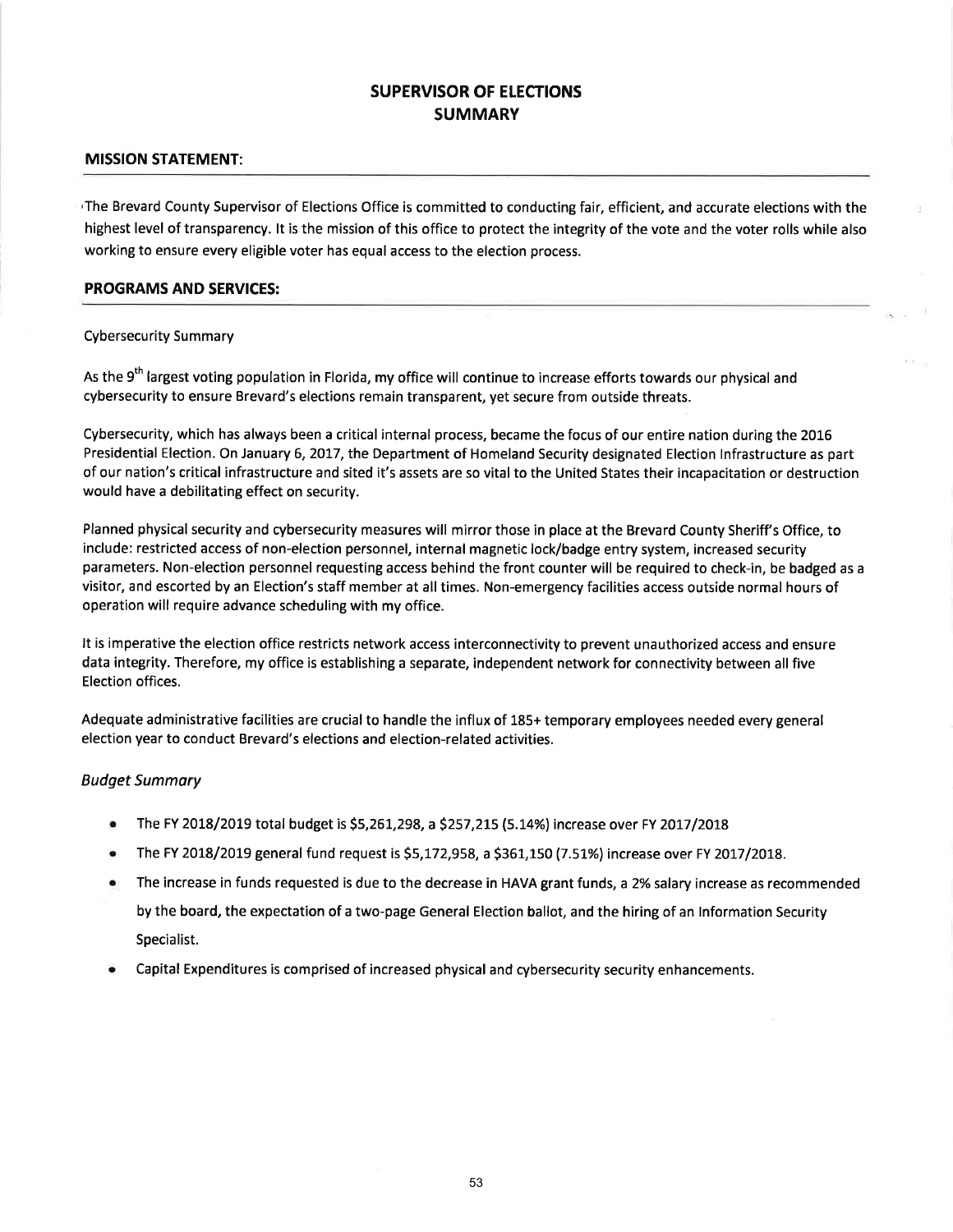# SUPERVISOR OF ELECTIONS
# SUMMARY

## MISSION STATEMENT:

The Brevard County Supervisor of Elections Office is committed to conducting fair, efficient, and accurate elections with the highest level of transparency. It is the mission of this office to protect the integrity of the vote and the voter rolls while also working to ensure every eligible voter has equal access to the election process.

## PROGRAMS AND SERVICES:

Cybersecurity Summary

As the 9th largest voting population in Florida, my office will continue to increase efforts towards our physical and cybersecurity to ensure Brevard's elections remain transparent, yet secure from outside threats.

Cybersecurity, which has always been a critical internal process, became the focus of our entire nation during the 2016 Presidential Election. On January 6, 2017, the Department of Homeland Security designated Election Infrastructure as part of our nation's critical infrastructure and sited it's assets are so vital to the United States their incapacitation or destruction would have a debilitating effect on security.

Planned physical security and cybersecurity measures will mirror those in place at the Brevard County Sheriff's Office, to include: restricted access of non-election personnel, internal magnetic lock/badge entry system, increased security parameters. Non-election personnel requesting access behind the front counter will be required to check-in, be badged as a visitor, and escorted by an Election's staff member at all times. Non-emergency facilities access outside normal hours of operation will require advance scheduling with my office.

It is imperative the election office restricts network access interconnectivity to prevent unauthorized access and ensure data integrity. Therefore, my office is establishing a separate, independent network for connectivity between all five Election offices.

Adequate administrative facilities are crucial to handle the influx of 185+ temporary employees needed every general election year to conduct Brevard's elections and election-related activities.

### *Budget Summary*

- The FY 2018/2019 total budget is $5,261,298, a $257,215 (5.14%) increase over FY 2017/2018
- The FY 2018/2019 general fund request is $5,172,958, a $361,150 (7.51%) increase over FY 2017/2018.
- The increase in funds requested is due to the decrease in HAVA grant funds, a 2% salary increase as recommended by the board, the expectation of a two-page General Election ballot, and the hiring of an Information Security Specialist.
- Capital Expenditures is comprised of increased physical and cybersecurity security enhancements.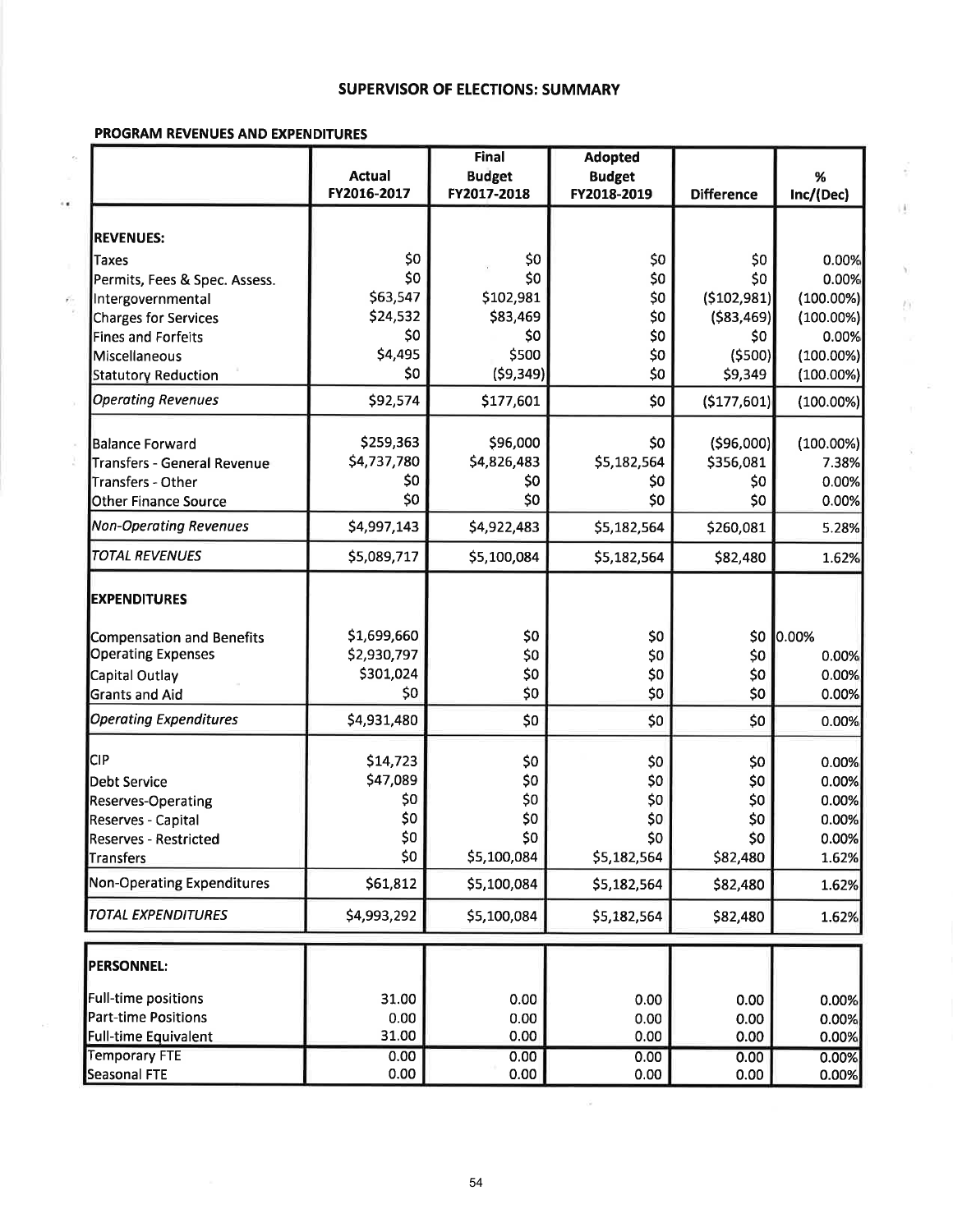## SUPERVISOR OF ELECTIONS: SUMMARY

### PROGRAM REVENUES AND EXPENDITURES

| | Actual FY2016-2017 | Final Budget FY2017-2018 | Adopted Budget FY2018-2019 | Difference | % Inc/(Dec) |
|---|---|---|---|---|---|
| **REVENUES:** | | | | | |
| Taxes | $0 | $0 | $0 | $0 | 0.00% |
| Permits, Fees & Spec. Assess. | $0 | $0 | $0 | $0 | 0.00% |
| Intergovernmental | $63,547 | $102,981 | $0 | ($102,981) | (100.00%) |
| Charges for Services | $24,532 | $83,469 | $0 | ($83,469) | (100.00%) |
| Fines and Forfeits | $0 | $0 | $0 | $0 | 0.00% |
| Miscellaneous | $4,495 | $500 | $0 | ($500) | (100.00%) |
| Statutory Reduction | $0 | ($9,349) | $0 | $9,349 | (100.00%) |
| *Operating Revenues* | $92,574 | $177,601 | $0 | ($177,601) | (100.00%) |
| Balance Forward | $259,363 | $96,000 | $0 | ($96,000) | (100.00%) |
| Transfers - General Revenue | $4,737,780 | $4,826,483 | $5,182,564 | $356,081 | 7.38% |
| Transfers - Other | $0 | $0 | $0 | $0 | 0.00% |
| Other Finance Source | $0 | $0 | $0 | $0 | 0.00% |
| *Non-Operating Revenues* | $4,997,143 | $4,922,483 | $5,182,564 | $260,081 | 5.28% |
| *TOTAL REVENUES* | $5,089,717 | $5,100,084 | $5,182,564 | $82,480 | 1.62% |
| **EXPENDITURES** | | | | | |
| Compensation and Benefits | $1,699,660 | $0 | $0 | $0 | 0.00% |
| Operating Expenses | $2,930,797 | $0 | $0 | $0 | 0.00% |
| Capital Outlay | $301,024 | $0 | $0 | $0 | 0.00% |
| Grants and Aid | $0 | $0 | $0 | $0 | 0.00% |
| *Operating Expenditures* | $4,931,480 | $0 | $0 | $0 | 0.00% |
| CIP | $14,723 | $0 | $0 | $0 | 0.00% |
| Debt Service | $47,089 | $0 | $0 | $0 | 0.00% |
| Reserves-Operating | $0 | $0 | $0 | $0 | 0.00% |
| Reserves - Capital | $0 | $0 | $0 | $0 | 0.00% |
| Reserves - Restricted | $0 | $0 | $0 | $0 | 0.00% |
| Transfers | $0 | $5,100,084 | $5,182,564 | $82,480 | 1.62% |
| Non-Operating Expenditures | $61,812 | $5,100,084 | $5,182,564 | $82,480 | 1.62% |
| *TOTAL EXPENDITURES* | $4,993,292 | $5,100,084 | $5,182,564 | $82,480 | 1.62% |

| **PERSONNEL:** | | | | | |
|---|---|---|---|---|---|
| Full-time positions | 31.00 | 0.00 | 0.00 | 0.00 | 0.00% |
| Part-time Positions | 0.00 | 0.00 | 0.00 | 0.00 | 0.00% |
| Full-time Equivalent | 31.00 | 0.00 | 0.00 | 0.00 | 0.00% |
| Temporary FTE | 0.00 | 0.00 | 0.00 | 0.00 | 0.00% |
| Seasonal FTE | 0.00 | 0.00 | 0.00 | 0.00 | 0.00% |